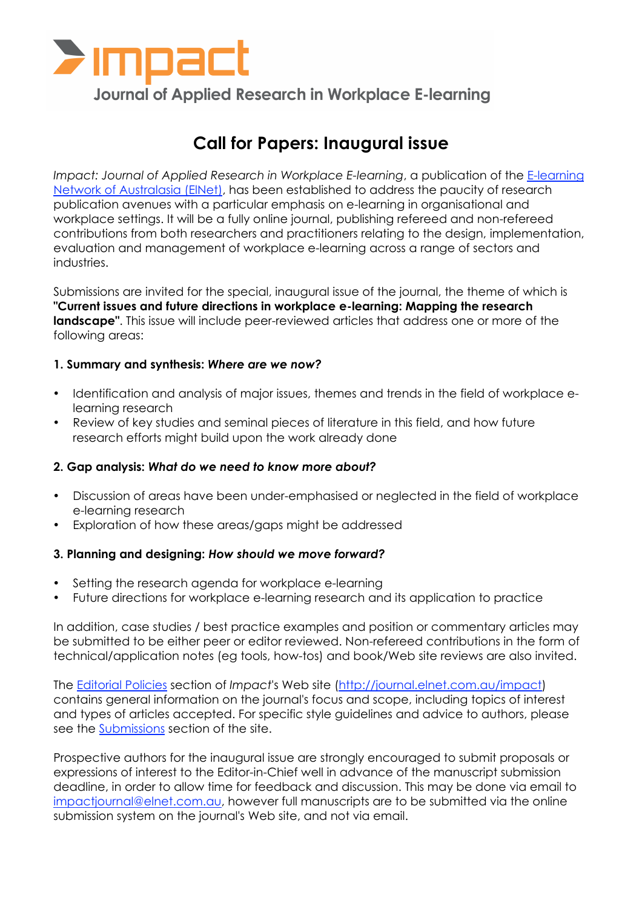# impact

## Journal of Applied Research in Workplace E-learning

## Call for Papers: Inaugural issue

*Impact: Journal of Applied Research in Workplace E-learning*, a publication of the [E-learning Network of Australasia (ElNet)](), has been established to address the paucity of research publication avenues with a particular emphasis on e-learning in organisational and workplace settings. It will be a fully online journal, publishing refereed and non-refereed contributions from both researchers and practitioners relating to the design, implementation, evaluation and management of workplace e-learning across a range of sectors and industries.

Submissions are invited for the special, inaugural issue of the journal, the theme of which is **"Current issues and future directions in workplace e-learning: Mapping the research landscape"**. This issue will include peer-reviewed articles that address one or more of the following areas:

**1. Summary and synthesis: *Where are we now?***

- Identification and analysis of major issues, themes and trends in the field of workplace e-learning research
- Review of key studies and seminal pieces of literature in this field, and how future research efforts might build upon the work already done

**2. Gap analysis: *What do we need to know more about?***

- Discussion of areas have been under-emphasised or neglected in the field of workplace e-learning research
- Exploration of how these areas/gaps might be addressed

**3. Planning and designing: *How should we move forward?***

- Setting the research agenda for workplace e-learning
- Future directions for workplace e-learning research and its application to practice

In addition, case studies / best practice examples and position or commentary articles may be submitted to be either peer or editor reviewed. Non-refereed contributions in the form of technical/application notes (eg tools, how-tos) and book/Web site reviews are also invited.

The [Editorial Policies]() section of *Impact*'s Web site ([http://journal.elnet.com.au/impact](http://journal.elnet.com.au/impact)) contains general information on the journal's focus and scope, including topics of interest and types of articles accepted. For specific style guidelines and advice to authors, please see the [Submissions]() section of the site.

Prospective authors for the inaugural issue are strongly encouraged to submit proposals or expressions of interest to the Editor-in-Chief well in advance of the manuscript submission deadline, in order to allow time for feedback and discussion. This may be done via email to [impactjournal@elnet.com.au](mailto:impactjournal@elnet.com.au), however full manuscripts are to be submitted via the online submission system on the journal's Web site, and not via email.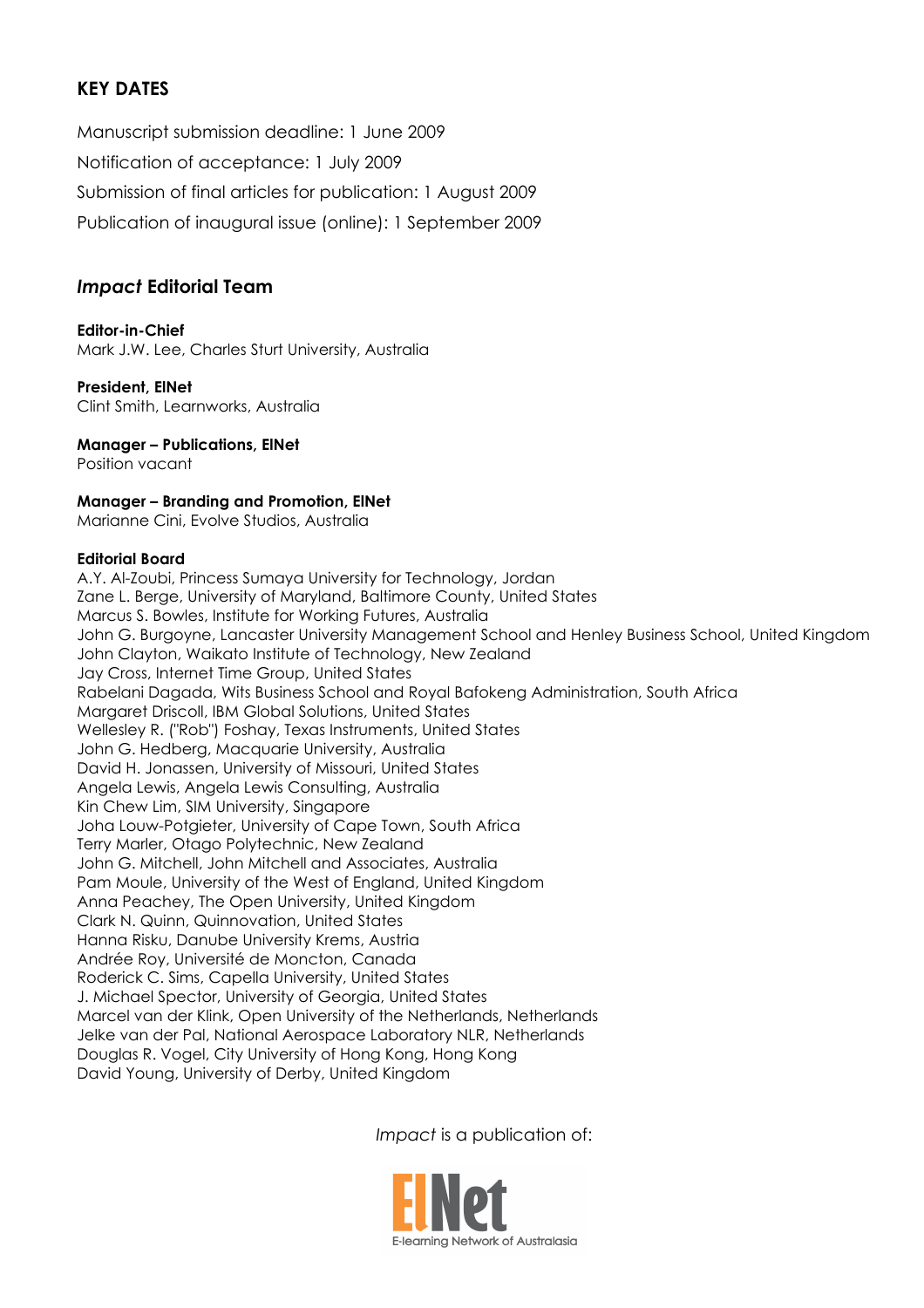## KEY DATES

Manuscript submission deadline: 1 June 2009

Notification of acceptance: 1 July 2009

Submission of final articles for publication: 1 August 2009

Publication of inaugural issue (online): 1 September 2009

## *Impact* Editorial Team

**Editor-in-Chief**
Mark J.W. Lee, Charles Sturt University, Australia

**President, ElNet**
Clint Smith, Learnworks, Australia

**Manager – Publications, ElNet**
Position vacant

**Manager – Branding and Promotion, ElNet**
Marianne Cini, Evolve Studios, Australia

**Editorial Board**
A.Y. Al-Zoubi, Princess Sumaya University for Technology, Jordan
Zane L. Berge, University of Maryland, Baltimore County, United States
Marcus S. Bowles, Institute for Working Futures, Australia
John G. Burgoyne, Lancaster University Management School and Henley Business School, United Kingdom
John Clayton, Waikato Institute of Technology, New Zealand
Jay Cross, Internet Time Group, United States
Rabelani Dagada, Wits Business School and Royal Bafokeng Administration, South Africa
Margaret Driscoll, IBM Global Solutions, United States
Wellesley R. ("Rob") Foshay, Texas Instruments, United States
John G. Hedberg, Macquarie University, Australia
David H. Jonassen, University of Missouri, United States
Angela Lewis, Angela Lewis Consulting, Australia
Kin Chew Lim, SIM University, Singapore
Joha Louw-Potgieter, University of Cape Town, South Africa
Terry Marler, Otago Polytechnic, New Zealand
John G. Mitchell, John Mitchell and Associates, Australia
Pam Moule, University of the West of England, United Kingdom
Anna Peachey, The Open University, United Kingdom
Clark N. Quinn, Quinnovation, United States
Hanna Risku, Danube University Krems, Austria
Andrée Roy, Université de Moncton, Canada
Roderick C. Sims, Capella University, United States
J. Michael Spector, University of Georgia, United States
Marcel van der Klink, Open University of the Netherlands, Netherlands
Jelke van der Pal, National Aerospace Laboratory NLR, Netherlands
Douglas R. Vogel, City University of Hong Kong, Hong Kong
David Young, University of Derby, United Kingdom

*Impact* is a publication of:

ElNet
E-learning Network of Australasia